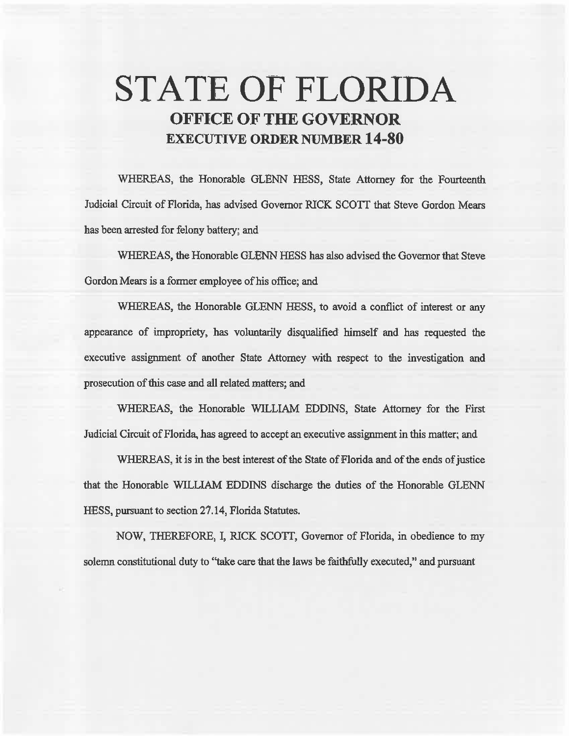# STATE OF FLORIDA

## OFFICE OF THE GOVERNOR

## EXECUTIVE ORDER NUMBER 14-80

WHEREAS, the Honorable GLENN HESS, State Attorney for the Fourteenth Judicial Circuit of Florida, has advised Governor RICK SCOTT that Steve Gordon Mears has been arrested for felony battery; and

WHEREAS, the Honorable GLENN HESS has also advised the Governor that Steve Gordon Mears is a former employee of his office; and

WHEREAS, the Honorable GLENN HESS, to avoid a conflict of interest or any appearance of impropriety, has voluntarily disqualified himself and has requested the executive assignment of another State Attorney with respect to the investigation and prosecution of this case and all related matters; and

WHEREAS, the Honorable WILLIAM EDDINS, State Attorney for the First Judicial Circuit of Florida, has agreed to accept an executive assignment in this matter; and

WHEREAS, it is in the best interest of the State of Florida and of the ends of justice that the Honorable WILLIAM EDDINS discharge the duties of the Honorable GLENN HESS, pursuant to section 27.14, Florida Statutes.

NOW, THEREFORE, I, RICK SCOTT, Governor of Florida, in obedience to my solemn constitutional duty to "take care that the laws be faithfully executed," and pursuant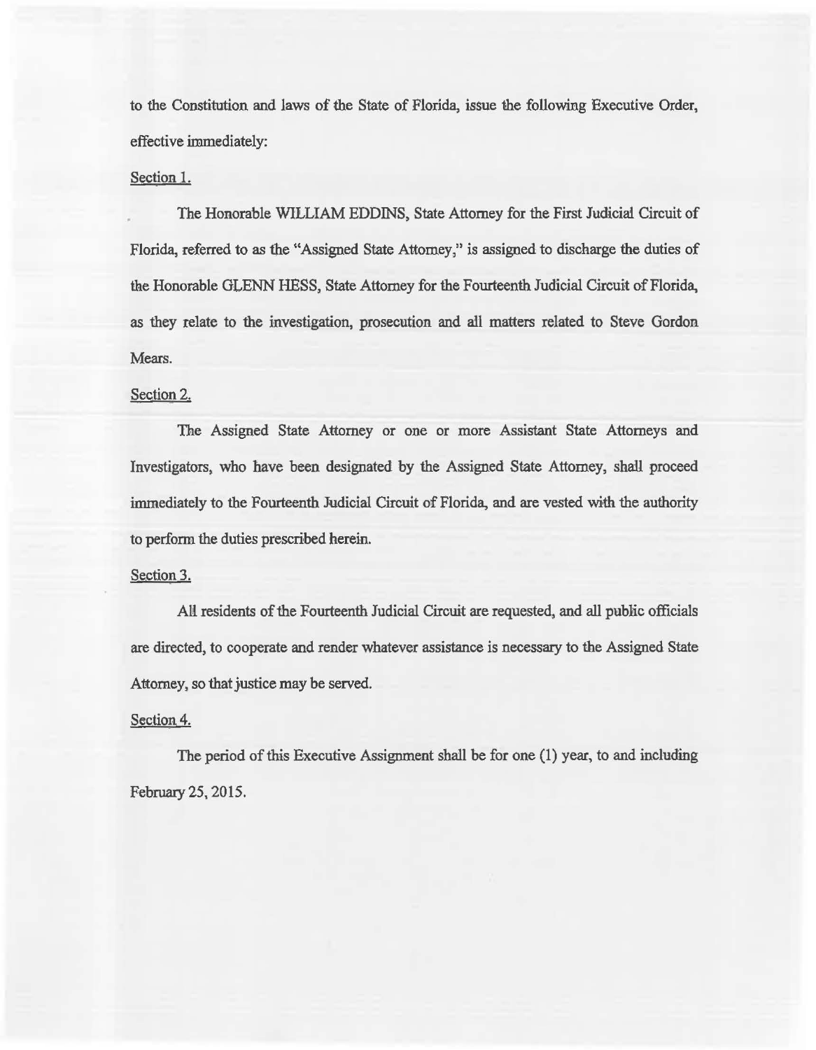to the Constitution and laws of the State of Florida, issue the following Executive Order, effective immediately:

Section 1.

The Honorable WILLIAM EDDINS, State Attorney for the First Judicial Circuit of Florida, referred to as the "Assigned State Attorney," is assigned to discharge the duties of the Honorable GLENN HESS, State Attorney for the Fourteenth Judicial Circuit of Florida, as they relate to the investigation, prosecution and all matters related to Steve Gordon Mears.

Section 2.

The Assigned State Attorney or one or more Assistant State Attorneys and Investigators, who have been designated by the Assigned State Attorney, shall proceed immediately to the Fourteenth Judicial Circuit of Florida, and are vested with the authority to perform the duties prescribed herein.

Section 3.

All residents of the Fourteenth Judicial Circuit are requested, and all public officials are directed, to cooperate and render whatever assistance is necessary to the Assigned State Attorney, so that justice may be served.

Section 4.

The period of this Executive Assignment shall be for one (1) year, to and including February 25, 2015.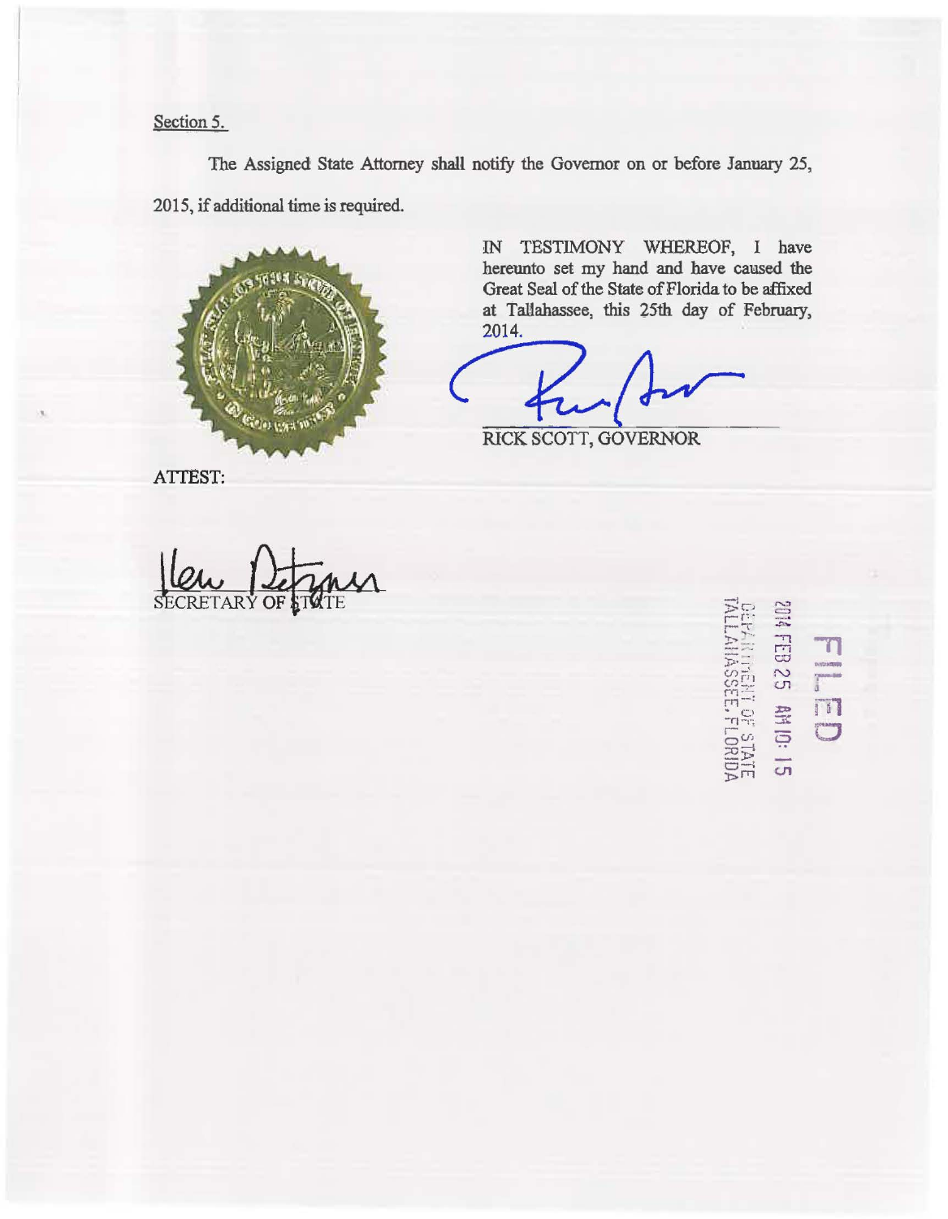Section 5.

The Assigned State Attorney shall notify the Governor on or before January 25, 2015, if additional time is required.

IN TESTIMONY WHEREOF, I have hereunto set my hand and have caused the Great Seal of the State of Florida to be affixed at Tallahassee, this 25th day of February, 2014.

RICK SCOTT, GOVERNOR

ATTEST:

SECRETARY OF STATE

FILED

2014 FEB 25 AM 10: 15

DEPARTMENT OF STATE
TALLAHASSEE, FLORIDA